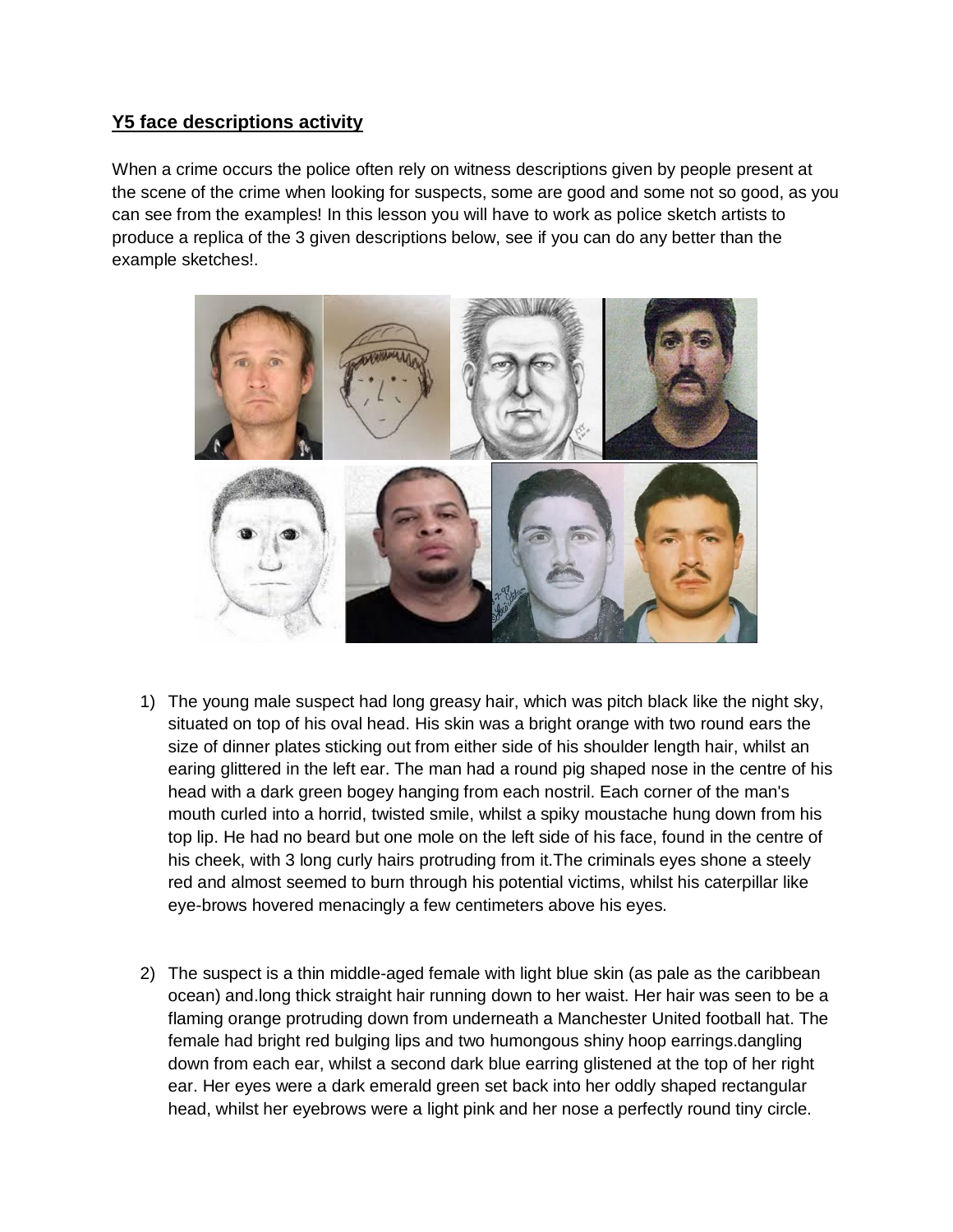## Y5 face descriptions activity

When a crime occurs the police often rely on witness descriptions given by people present at the scene of the crime when looking for suspects, some are good and some not so good, as you can see from the examples! In this lesson you will have to work as police sketch artists to produce a replica of the 3 given descriptions below, see if you can do any better than the example sketches!.

1) The young male suspect had long greasy hair, which was pitch black like the night sky, situated on top of his oval head. His skin was a bright orange with two round ears the size of dinner plates sticking out from either side of his shoulder length hair, whilst an earing glittered in the left ear. The man had a round pig shaped nose in the centre of his head with a dark green bogey hanging from each nostril. Each corner of the man's mouth curled into a horrid, twisted smile, whilst a spiky moustache hung down from his top lip. He had no beard but one mole on the left side of his face, found in the centre of his cheek, with 3 long curly hairs protruding from it.The criminals eyes shone a steely red and almost seemed to burn through his potential victims, whilst his caterpillar like eye-brows hovered menacingly a few centimeters above his eyes.

2) The suspect is a thin middle-aged female with light blue skin (as pale as the caribbean ocean) and.long thick straight hair running down to her waist. Her hair was seen to be a flaming orange protruding down from underneath a Manchester United football hat. The female had bright red bulging lips and two humongous shiny hoop earrings.dangling down from each ear, whilst a second dark blue earring glistened at the top of her right ear. Her eyes were a dark emerald green set back into her oddly shaped rectangular head, whilst her eyebrows were a light pink and her nose a perfectly round tiny circle.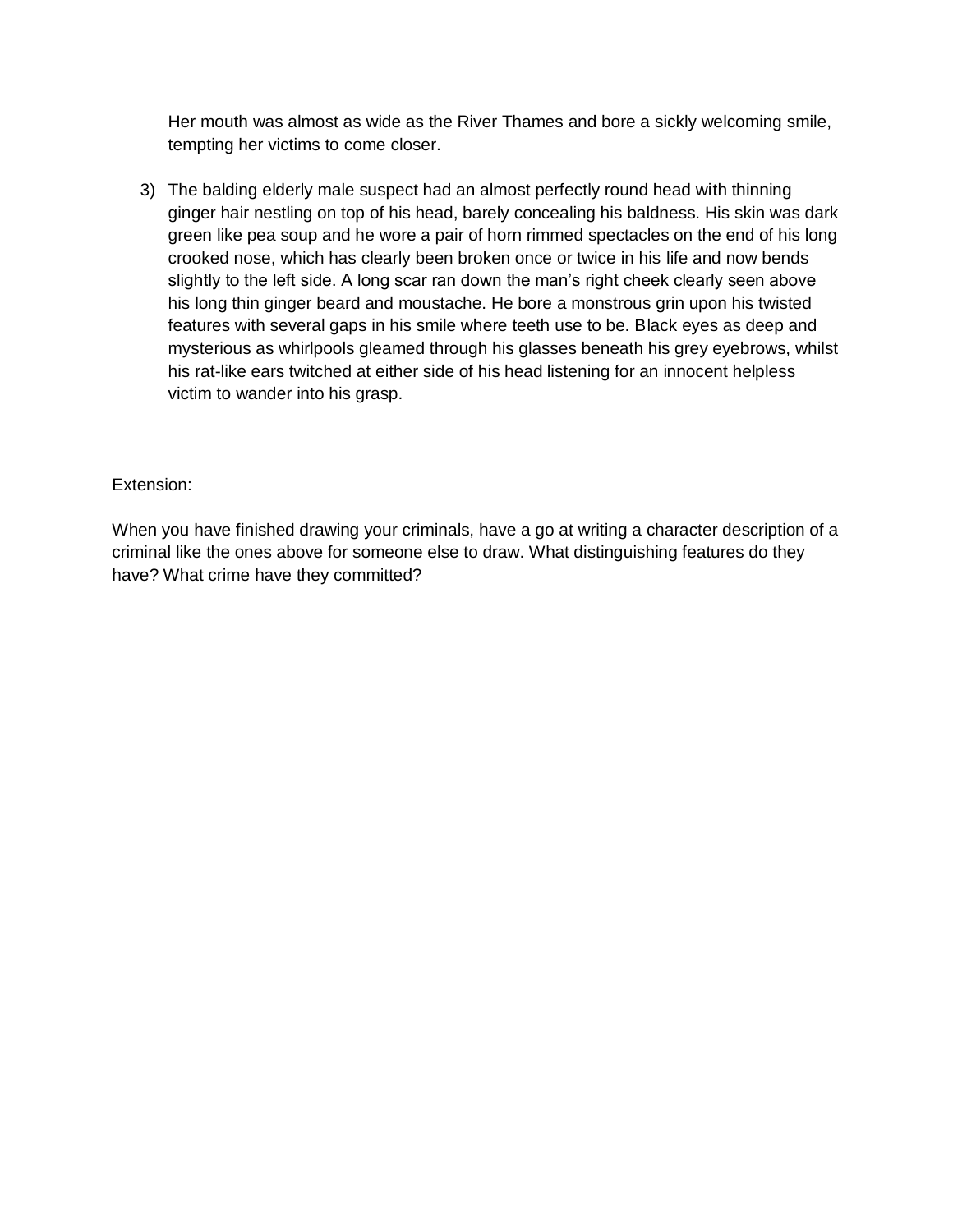Her mouth was almost as wide as the River Thames and bore a sickly welcoming smile, tempting her victims to come closer.

3) The balding elderly male suspect had an almost perfectly round head with thinning ginger hair nestling on top of his head, barely concealing his baldness. His skin was dark green like pea soup and he wore a pair of horn rimmed spectacles on the end of his long crooked nose, which has clearly been broken once or twice in his life and now bends slightly to the left side. A long scar ran down the man's right cheek clearly seen above his long thin ginger beard and moustache. He bore a monstrous grin upon his twisted features with several gaps in his smile where teeth use to be. Black eyes as deep and mysterious as whirlpools gleamed through his glasses beneath his grey eyebrows, whilst his rat-like ears twitched at either side of his head listening for an innocent helpless victim to wander into his grasp.

Extension:

When you have finished drawing your criminals, have a go at writing a character description of a criminal like the ones above for someone else to draw. What distinguishing features do they have? What crime have they committed?